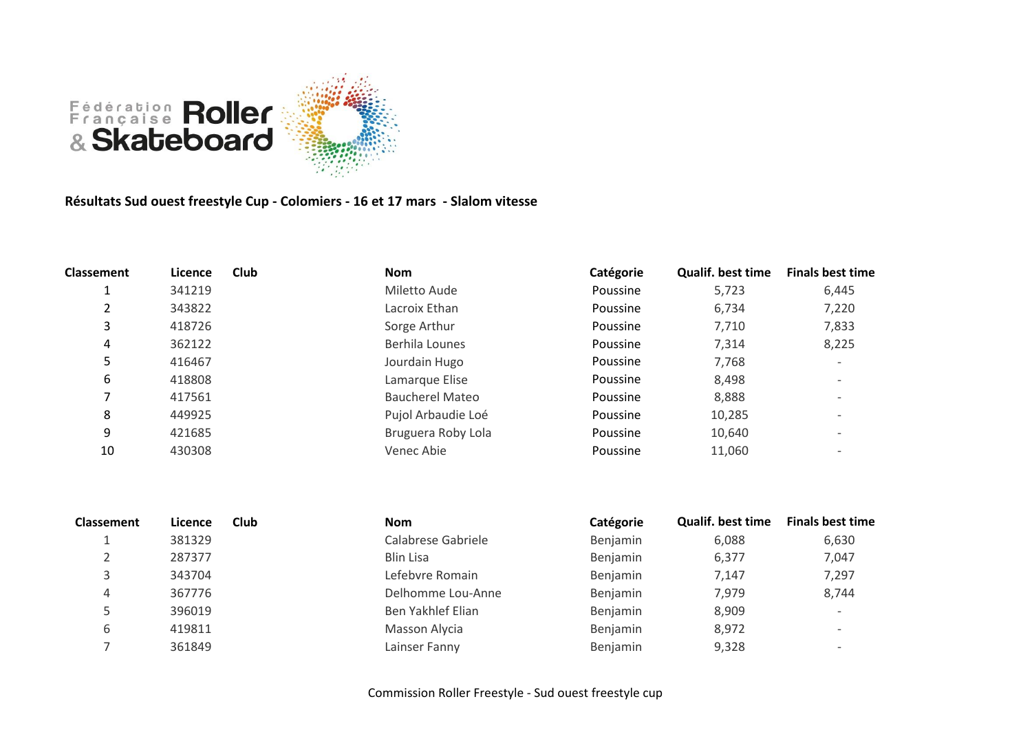Fédération Française Roller & Skateboard

**Résultats Sud ouest freestyle Cup - Colomiers - 16 et 17 mars - Slalom vitesse**

| Classement | Licence | Club | Nom | Catégorie | Qualif. best time | Finals best time |
|---|---|---|---|---|---|---|
| 1 | 341219 | | Miletto Aude | Poussine | 5,723 | 6,445 |
| 2 | 343822 | | Lacroix Ethan | Poussine | 6,734 | 7,220 |
| 3 | 418726 | | Sorge Arthur | Poussine | 7,710 | 7,833 |
| 4 | 362122 | | Berhila Lounes | Poussine | 7,314 | 8,225 |
| 5 | 416467 | | Jourdain Hugo | Poussine | 7,768 | - |
| 6 | 418808 | | Lamarque Elise | Poussine | 8,498 | - |
| 7 | 417561 | | Baucherel Mateo | Poussine | 8,888 | - |
| 8 | 449925 | | Pujol Arbaudie Loé | Poussine | 10,285 | - |
| 9 | 421685 | | Bruguera Roby Lola | Poussine | 10,640 | - |
| 10 | 430308 | | Venec Abie | Poussine | 11,060 | - |

| Classement | Licence | Club | Nom | Catégorie | Qualif. best time | Finals best time |
|---|---|---|---|---|---|---|
| 1 | 381329 | | Calabrese Gabriele | Benjamin | 6,088 | 6,630 |
| 2 | 287377 | | Blin Lisa | Benjamin | 6,377 | 7,047 |
| 3 | 343704 | | Lefebvre Romain | Benjamin | 7,147 | 7,297 |
| 4 | 367776 | | Delhomme Lou-Anne | Benjamin | 7,979 | 8,744 |
| 5 | 396019 | | Ben Yakhlef Elian | Benjamin | 8,909 | - |
| 6 | 419811 | | Masson Alycia | Benjamin | 8,972 | - |
| 7 | 361849 | | Lainser Fanny | Benjamin | 9,328 | - |

Commission Roller Freestyle - Sud ouest freestyle cup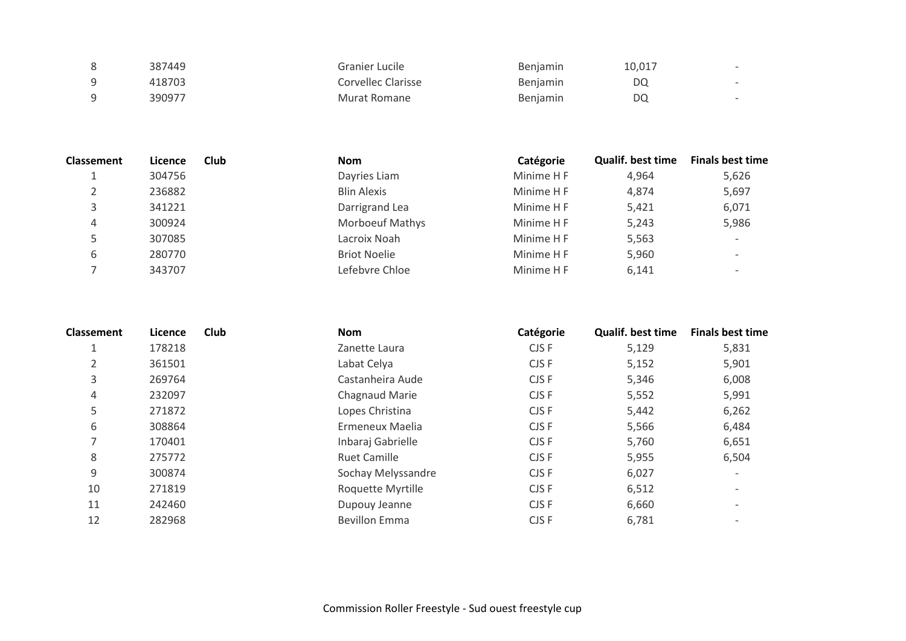| Classement | Licence | Club | Nom | Catégorie | Qualif. best time | Finals best time |
|---|---|---|---|---|---|---|
| 8 | 387449 | | Granier Lucile | Benjamin | 10,017 | - |
| 9 | 418703 | | Corvellec Clarisse | Benjamin | DQ | - |
| 9 | 390977 | | Murat Romane | Benjamin | DQ | - |

| Classement | Licence | Club | Nom | Catégorie | Qualif. best time | Finals best time |
|---|---|---|---|---|---|---|
| 1 | 304756 | | Dayries Liam | Minime H F | 4,964 | 5,626 |
| 2 | 236882 | | Blin Alexis | Minime H F | 4,874 | 5,697 |
| 3 | 341221 | | Darrigrand Lea | Minime H F | 5,421 | 6,071 |
| 4 | 300924 | | Morboeuf Mathys | Minime H F | 5,243 | 5,986 |
| 5 | 307085 | | Lacroix Noah | Minime H F | 5,563 | - |
| 6 | 280770 | | Briot Noelie | Minime H F | 5,960 | - |
| 7 | 343707 | | Lefebvre Chloe | Minime H F | 6,141 | - |

| Classement | Licence | Club | Nom | Catégorie | Qualif. best time | Finals best time |
|---|---|---|---|---|---|---|
| 1 | 178218 | | Zanette Laura | CJS F | 5,129 | 5,831 |
| 2 | 361501 | | Labat Celya | CJS F | 5,152 | 5,901 |
| 3 | 269764 | | Castanheira Aude | CJS F | 5,346 | 6,008 |
| 4 | 232097 | | Chagnaud Marie | CJS F | 5,552 | 5,991 |
| 5 | 271872 | | Lopes Christina | CJS F | 5,442 | 6,262 |
| 6 | 308864 | | Ermeneux Maelia | CJS F | 5,566 | 6,484 |
| 7 | 170401 | | Inbaraj Gabrielle | CJS F | 5,760 | 6,651 |
| 8 | 275772 | | Ruet Camille | CJS F | 5,955 | 6,504 |
| 9 | 300874 | | Sochay Melyssandre | CJS F | 6,027 | - |
| 10 | 271819 | | Roquette Myrtille | CJS F | 6,512 | - |
| 11 | 242460 | | Dupouy Jeanne | CJS F | 6,660 | - |
| 12 | 282968 | | Bevillon Emma | CJS F | 6,781 | - |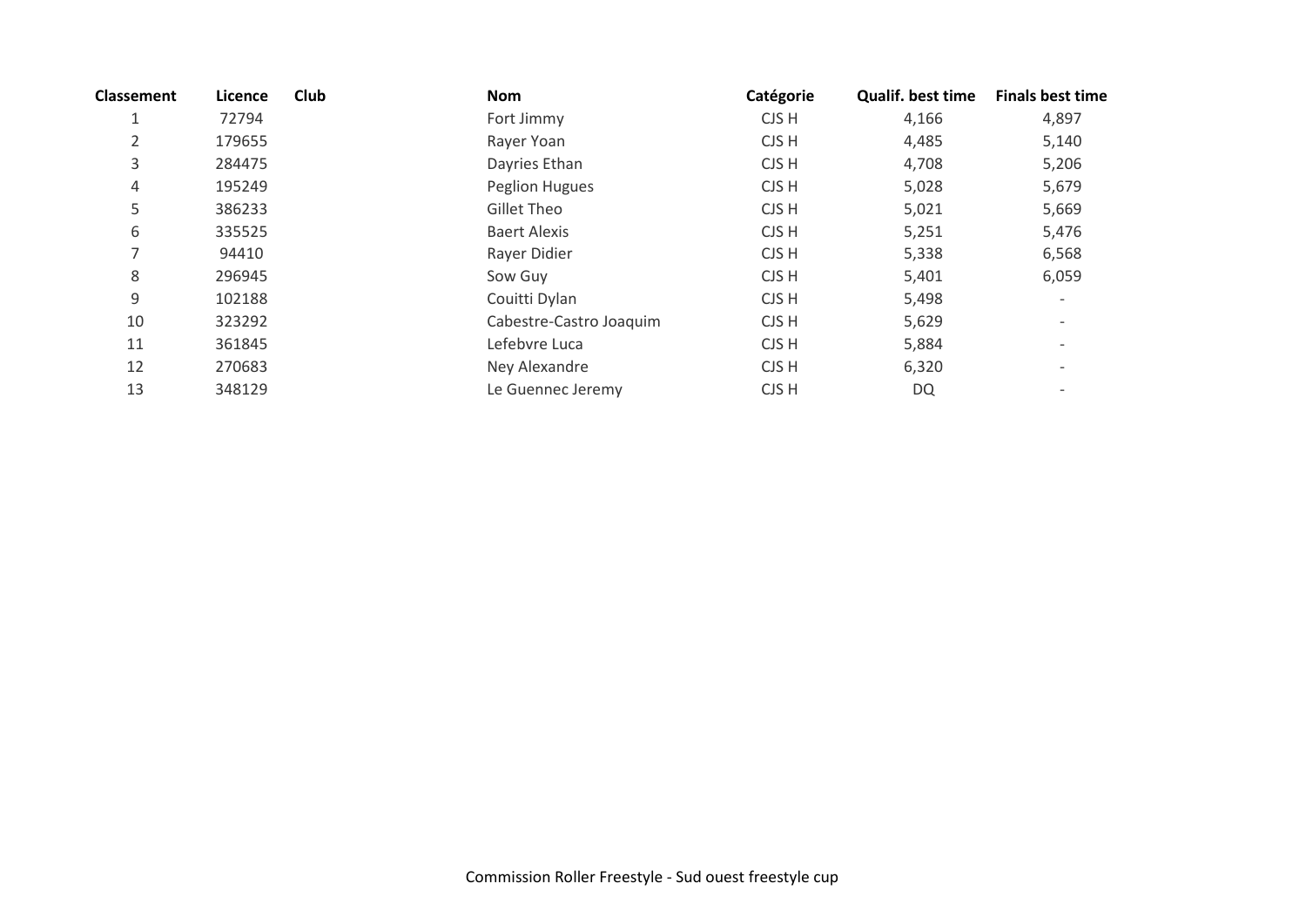| Classement | Licence | Club | Nom | Catégorie | Qualif. best time | Finals best time |
|---|---|---|---|---|---|---|
| 1 | 72794 | | Fort Jimmy | CJS H | 4,166 | 4,897 |
| 2 | 179655 | | Rayer Yoan | CJS H | 4,485 | 5,140 |
| 3 | 284475 | | Dayries Ethan | CJS H | 4,708 | 5,206 |
| 4 | 195249 | | Peglion Hugues | CJS H | 5,028 | 5,679 |
| 5 | 386233 | | Gillet Theo | CJS H | 5,021 | 5,669 |
| 6 | 335525 | | Baert Alexis | CJS H | 5,251 | 5,476 |
| 7 | 94410 | | Rayer Didier | CJS H | 5,338 | 6,568 |
| 8 | 296945 | | Sow Guy | CJS H | 5,401 | 6,059 |
| 9 | 102188 | | Couitti Dylan | CJS H | 5,498 | - |
| 10 | 323292 | | Cabestre-Castro Joaquim | CJS H | 5,629 | - |
| 11 | 361845 | | Lefebvre Luca | CJS H | 5,884 | - |
| 12 | 270683 | | Ney Alexandre | CJS H | 6,320 | - |
| 13 | 348129 | | Le Guennec Jeremy | CJS H | DQ | - |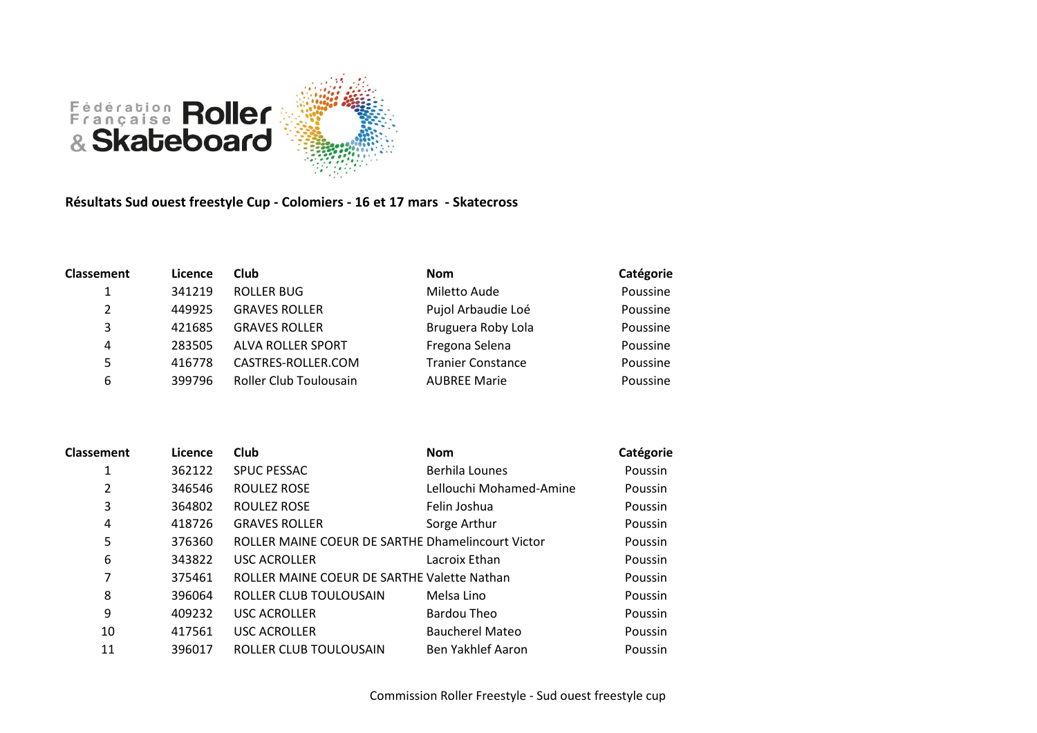**Résultats Sud ouest freestyle Cup - Colomiers - 16 et 17 mars - Skatecross**

| Classement | Licence | Club | Nom | Catégorie |
|---|---|---|---|---|
| 1 | 341219 | ROLLER BUG | Miletto Aude | Poussine |
| 2 | 449925 | GRAVES ROLLER | Pujol Arbaudie Loé | Poussine |
| 3 | 421685 | GRAVES ROLLER | Bruguera Roby Lola | Poussine |
| 4 | 283505 | ALVA ROLLER SPORT | Fregona Selena | Poussine |
| 5 | 416778 | CASTRES-ROLLER.COM | Tranier Constance | Poussine |
| 6 | 399796 | Roller Club Toulousain | AUBREE Marie | Poussine |

| Classement | Licence | Club | Nom | Catégorie |
|---|---|---|---|---|
| 1 | 362122 | SPUC PESSAC | Berhila Lounes | Poussin |
| 2 | 346546 | ROULEZ ROSE | Lellouchi Mohamed-Amine | Poussin |
| 3 | 364802 | ROULEZ ROSE | Felin Joshua | Poussin |
| 4 | 418726 | GRAVES ROLLER | Sorge Arthur | Poussin |
| 5 | 376360 | ROLLER MAINE COEUR DE SARTHE | Dhamelincourt Victor | Poussin |
| 6 | 343822 | USC ACROLLER | Lacroix Ethan | Poussin |
| 7 | 375461 | ROLLER MAINE COEUR DE SARTHE | Valette Nathan | Poussin |
| 8 | 396064 | ROLLER CLUB TOULOUSAIN | Melsa Lino | Poussin |
| 9 | 409232 | USC ACROLLER | Bardou Theo | Poussin |
| 10 | 417561 | USC ACROLLER | Baucherel Mateo | Poussin |
| 11 | 396017 | ROLLER CLUB TOULOUSAIN | Ben Yakhlef Aaron | Poussin |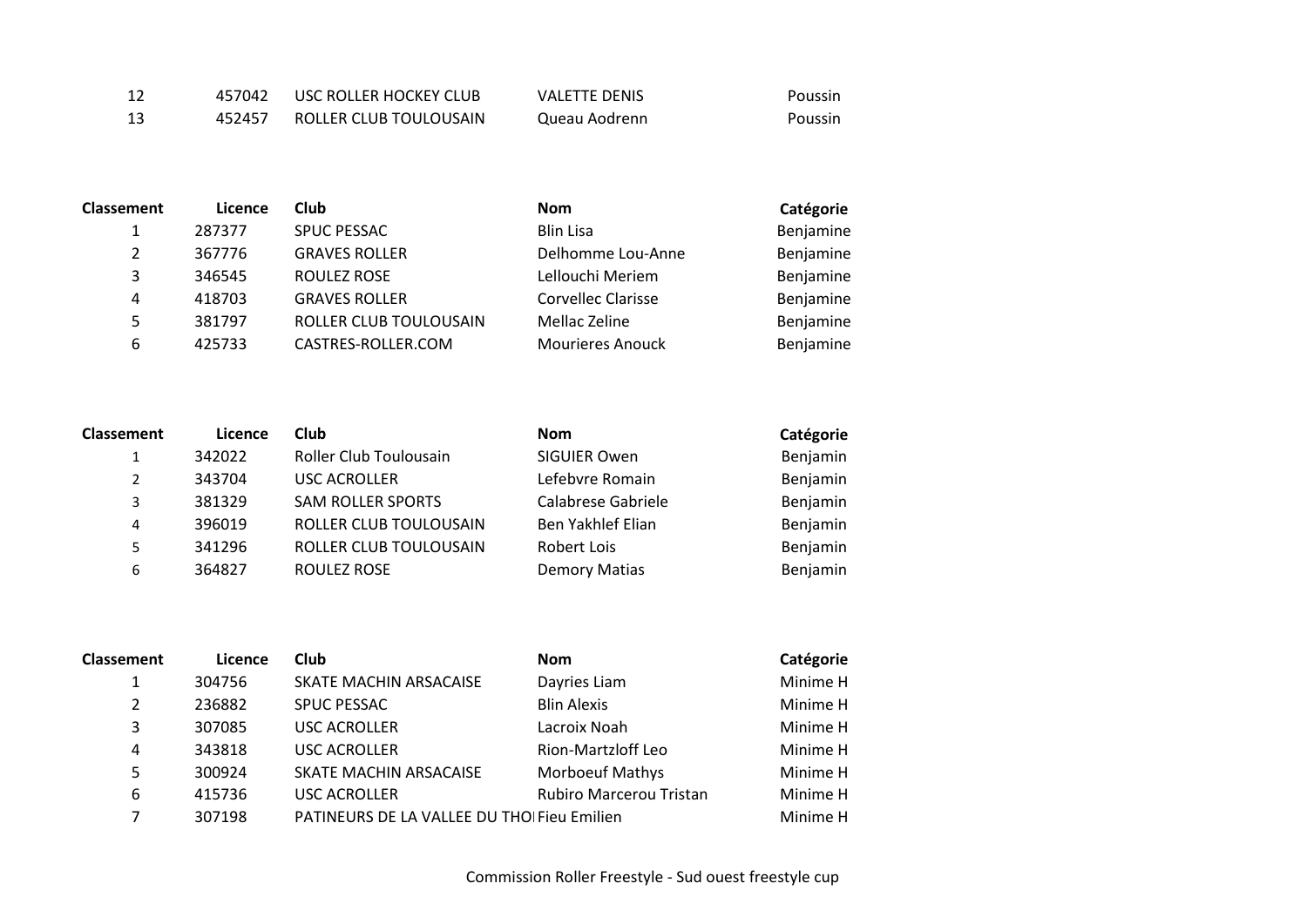| Classement | Licence | Club | Nom | Catégorie |
|---|---|---|---|---|
| 12 | 457042 | USC ROLLER HOCKEY CLUB | VALETTE DENIS | Poussin |
| 13 | 452457 | ROLLER CLUB TOULOUSAIN | Queau Aodrenn | Poussin |

| Classement | Licence | Club | Nom | Catégorie |
|---|---|---|---|---|
| 1 | 287377 | SPUC PESSAC | Blin Lisa | Benjamine |
| 2 | 367776 | GRAVES ROLLER | Delhomme Lou-Anne | Benjamine |
| 3 | 346545 | ROULEZ ROSE | Lellouchi Meriem | Benjamine |
| 4 | 418703 | GRAVES ROLLER | Corvellec Clarisse | Benjamine |
| 5 | 381797 | ROLLER CLUB TOULOUSAIN | Mellac Zeline | Benjamine |
| 6 | 425733 | CASTRES-ROLLER.COM | Mourieres Anouck | Benjamine |

| Classement | Licence | Club | Nom | Catégorie |
|---|---|---|---|---|
| 1 | 342022 | Roller Club Toulousain | SIGUIER Owen | Benjamin |
| 2 | 343704 | USC ACROLLER | Lefebvre Romain | Benjamin |
| 3 | 381329 | SAM ROLLER SPORTS | Calabrese Gabriele | Benjamin |
| 4 | 396019 | ROLLER CLUB TOULOUSAIN | Ben Yakhlef Elian | Benjamin |
| 5 | 341296 | ROLLER CLUB TOULOUSAIN | Robert Lois | Benjamin |
| 6 | 364827 | ROULEZ ROSE | Demory Matias | Benjamin |

| Classement | Licence | Club | Nom | Catégorie |
|---|---|---|---|---|
| 1 | 304756 | SKATE MACHIN ARSACAISE | Dayries Liam | Minime H |
| 2 | 236882 | SPUC PESSAC | Blin Alexis | Minime H |
| 3 | 307085 | USC ACROLLER | Lacroix Noah | Minime H |
| 4 | 343818 | USC ACROLLER | Rion-Martzloff Leo | Minime H |
| 5 | 300924 | SKATE MACHIN ARSACAISE | Morboeuf Mathys | Minime H |
| 6 | 415736 | USC ACROLLER | Rubiro Marcerou Tristan | Minime H |
| 7 | 307198 | PATINEURS DE LA VALLEE DU THO | Fieu Emilien | Minime H |

Commission Roller Freestyle - Sud ouest freestyle cup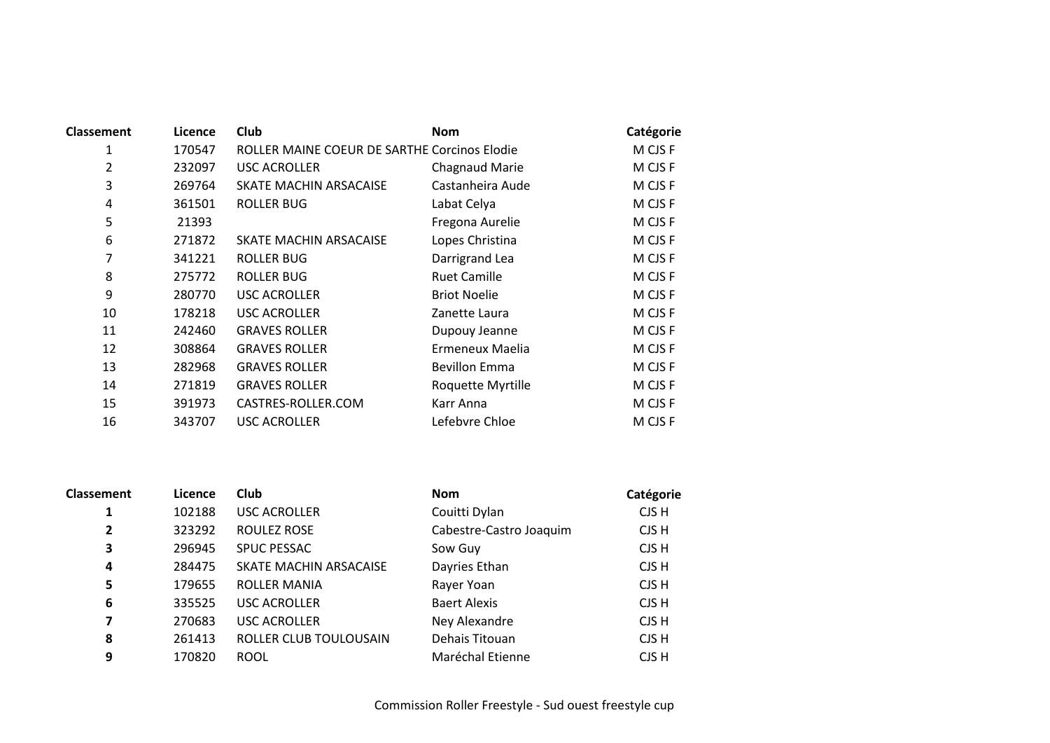| Classement | Licence | Club | Nom | Catégorie |
|---|---|---|---|---|
| 1 | 170547 | ROLLER MAINE COEUR DE SARTHE | Corcinos Elodie | M CJS F |
| 2 | 232097 | USC ACROLLER | Chagnaud Marie | M CJS F |
| 3 | 269764 | SKATE MACHIN ARSACAISE | Castanheira Aude | M CJS F |
| 4 | 361501 | ROLLER BUG | Labat Celya | M CJS F |
| 5 | 21393 | | Fregona Aurelie | M CJS F |
| 6 | 271872 | SKATE MACHIN ARSACAISE | Lopes Christina | M CJS F |
| 7 | 341221 | ROLLER BUG | Darrigrand Lea | M CJS F |
| 8 | 275772 | ROLLER BUG | Ruet Camille | M CJS F |
| 9 | 280770 | USC ACROLLER | Briot Noelie | M CJS F |
| 10 | 178218 | USC ACROLLER | Zanette Laura | M CJS F |
| 11 | 242460 | GRAVES ROLLER | Dupouy Jeanne | M CJS F |
| 12 | 308864 | GRAVES ROLLER | Ermeneux Maelia | M CJS F |
| 13 | 282968 | GRAVES ROLLER | Bevillon Emma | M CJS F |
| 14 | 271819 | GRAVES ROLLER | Roquette Myrtille | M CJS F |
| 15 | 391973 | CASTRES-ROLLER.COM | Karr Anna | M CJS F |
| 16 | 343707 | USC ACROLLER | Lefebvre Chloe | M CJS F |

| Classement | Licence | Club | Nom | Catégorie |
|---|---|---|---|---|
| **1** | 102188 | USC ACROLLER | Couitti Dylan | CJS H |
| **2** | 323292 | ROULEZ ROSE | Cabestre-Castro Joaquim | CJS H |
| **3** | 296945 | SPUC PESSAC | Sow Guy | CJS H |
| **4** | 284475 | SKATE MACHIN ARSACAISE | Dayries Ethan | CJS H |
| **5** | 179655 | ROLLER MANIA | Rayer Yoan | CJS H |
| **6** | 335525 | USC ACROLLER | Baert Alexis | CJS H |
| **7** | 270683 | USC ACROLLER | Ney Alexandre | CJS H |
| **8** | 261413 | ROLLER CLUB TOULOUSAIN | Dehais Titouan | CJS H |
| **9** | 170820 | ROOL | Maréchal Etienne | CJS H |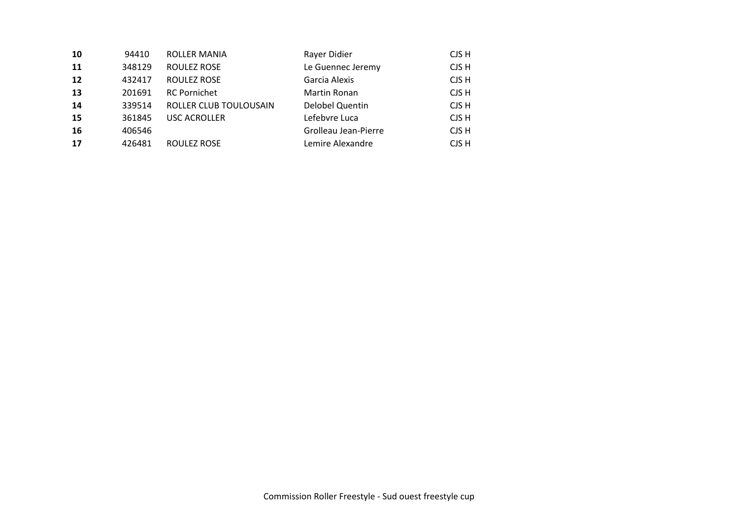| | | | | |
|---|---|---|---|---|
| **10** | 94410 | ROLLER MANIA | Rayer Didier | CJS H |
| **11** | 348129 | ROULEZ ROSE | Le Guennec Jeremy | CJS H |
| **12** | 432417 | ROULEZ ROSE | Garcia Alexis | CJS H |
| **13** | 201691 | RC Pornichet | Martin Ronan | CJS H |
| **14** | 339514 | ROLLER CLUB TOULOUSAIN | Delobel Quentin | CJS H |
| **15** | 361845 | USC ACROLLER | Lefebvre Luca | CJS H |
| **16** | 406546 | | Grolleau Jean-Pierre | CJS H |
| **17** | 426481 | ROULEZ ROSE | Lemire Alexandre | CJS H |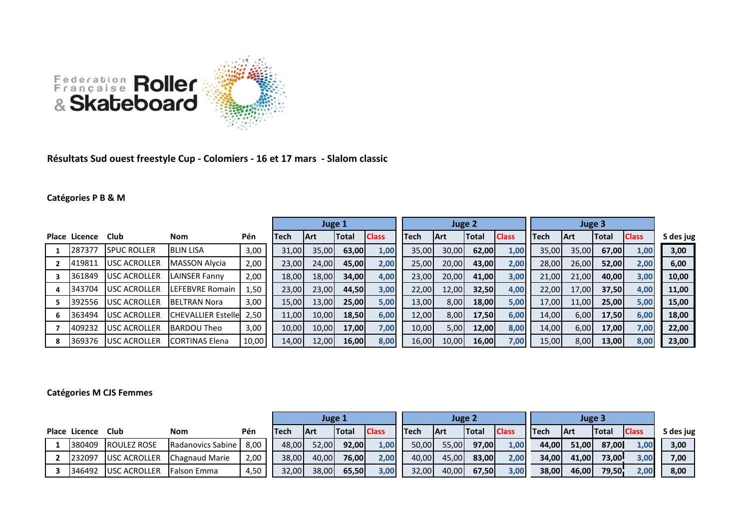Fédération Française Roller & Skateboard

**Résultats Sud ouest freestyle Cup - Colomiers - 16 et 17 mars - Slalom classic**

**Catégories P B & M**

| Place | Licence | Club | Nom | Pén | Juge 1 | | | | Juge 2 | | | | Juge 3 | | | | S des jug |
|---|---|---|---|---|---|---|---|---|---|---|---|---|---|---|---|---|---|
| | | | | | Tech | Art | Total | Class | Tech | Art | Total | Class | Tech | Art | Total | Class | |
| 1 | 287377 | SPUC ROLLER | BLIN LISA | 3,00 | 31,00 | 35,00 | 63,00 | 1,00 | 35,00 | 30,00 | 62,00 | 1,00 | 35,00 | 35,00 | 67,00 | 1,00 | 3,00 |
| 2 | 419811 | USC ACROLLER | MASSON Alycia | 2,00 | 23,00 | 24,00 | 45,00 | 2,00 | 25,00 | 20,00 | 43,00 | 2,00 | 28,00 | 26,00 | 52,00 | 2,00 | 6,00 |
| 3 | 361849 | USC ACROLLER | LAINSER Fanny | 2,00 | 18,00 | 18,00 | 34,00 | 4,00 | 23,00 | 20,00 | 41,00 | 3,00 | 21,00 | 21,00 | 40,00 | 3,00 | 10,00 |
| 4 | 343704 | USC ACROLLER | LEFEBVRE Romain | 1,50 | 23,00 | 23,00 | 44,50 | 3,00 | 22,00 | 12,00 | 32,50 | 4,00 | 22,00 | 17,00 | 37,50 | 4,00 | 11,00 |
| 5 | 392556 | USC ACROLLER | BELTRAN Nora | 3,00 | 15,00 | 13,00 | 25,00 | 5,00 | 13,00 | 8,00 | 18,00 | 5,00 | 17,00 | 11,00 | 25,00 | 5,00 | 15,00 |
| 6 | 363494 | USC ACROLLER | CHEVALLIER Estelle | 2,50 | 11,00 | 10,00 | 18,50 | 6,00 | 12,00 | 8,00 | 17,50 | 6,00 | 14,00 | 6,00 | 17,50 | 6,00 | 18,00 |
| 7 | 409232 | USC ACROLLER | BARDOU Theo | 3,00 | 10,00 | 10,00 | 17,00 | 7,00 | 10,00 | 5,00 | 12,00 | 8,00 | 14,00 | 6,00 | 17,00 | 7,00 | 22,00 |
| 8 | 369376 | USC ACROLLER | CORTINAS Elena | 10,00 | 14,00 | 12,00 | 16,00 | 8,00 | 16,00 | 10,00 | 16,00 | 7,00 | 15,00 | 8,00 | 13,00 | 8,00 | 23,00 |

**Catégories M CJS Femmes**

| Place | Licence | Club | Nom | Pén | Juge 1 | | | | Juge 2 | | | | Juge 3 | | | | S des jug |
|---|---|---|---|---|---|---|---|---|---|---|---|---|---|---|---|---|---|
| | | | | | Tech | Art | Total | Class | Tech | Art | Total | Class | Tech | Art | Total | Class | |
| 1 | 380409 | ROULEZ ROSE | Radanovics Sabine | 8,00 | 48,00 | 52,00 | 92,00 | 1,00 | 50,00 | 55,00 | 97,00 | 1,00 | 44,00 | 51,00 | 87,00 | 1,00 | 3,00 |
| 2 | 232097 | USC ACROLLER | Chagnaud Marie | 2,00 | 38,00 | 40,00 | 76,00 | 2,00 | 40,00 | 45,00 | 83,00 | 2,00 | 34,00 | 41,00 | 73,00 | 3,00 | 7,00 |
| 3 | 346492 | USC ACROLLER | Falson Emma | 4,50 | 32,00 | 38,00 | 65,50 | 3,00 | 32,00 | 40,00 | 67,50 | 3,00 | 38,00 | 46,00 | 79,50 | 2,00 | 8,00 |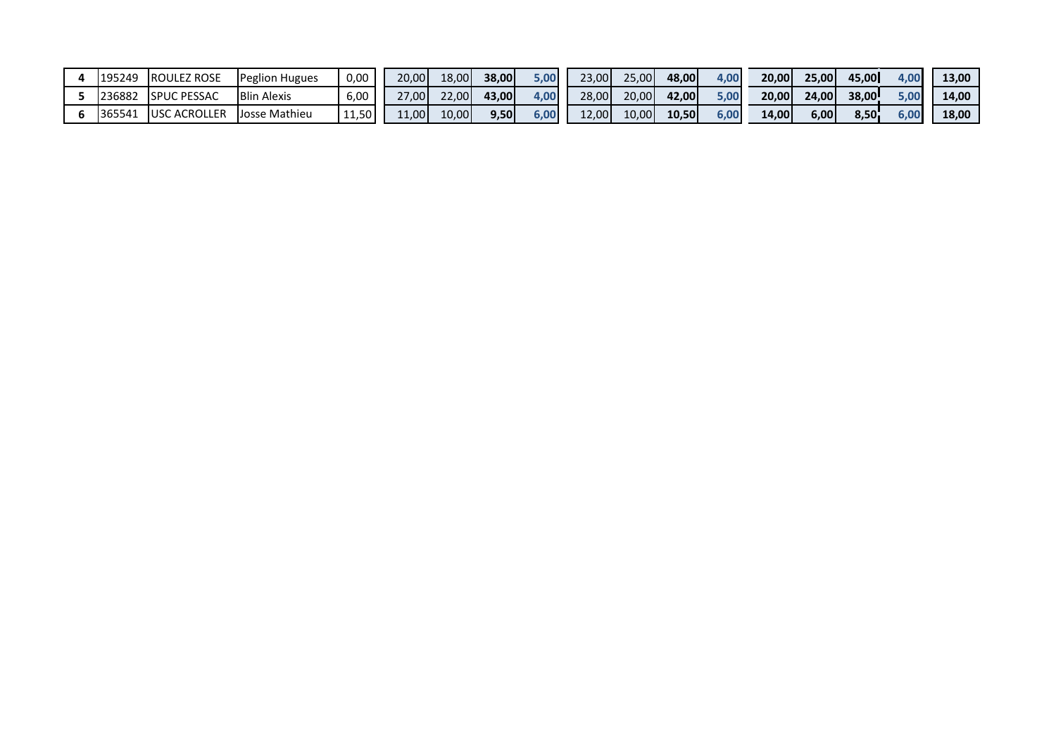| | | | | | | | | | | | | | | | | | | | |
|---|---|---|---|---|---|---|---|---|---|---|---|---|---|---|---|---|---|---|---|
| **4** | 195249 | ROULEZ ROSE | Peglion Hugues | 0,00 | 20,00 | 18,00 | **38,00** | **5,00** | 23,00 | 25,00 | **48,00** | **4,00** | **20,00** | **25,00** | **45,00** | **4,00** | **13,00** |
| **5** | 236882 | SPUC PESSAC | Blin Alexis | 6,00 | 27,00 | 22,00 | **43,00** | **4,00** | 28,00 | 20,00 | **42,00** | **5,00** | **20,00** | **24,00** | **38,00** | **5,00** | **14,00** |
| **6** | 365541 | USC ACROLLER | Josse Mathieu | 11,50 | 11,00 | 10,00 | **9,50** | **6,00** | 12,00 | 10,00 | **10,50** | **6,00** | **14,00** | **6,00** | **8,50** | **6,00** | **18,00** |